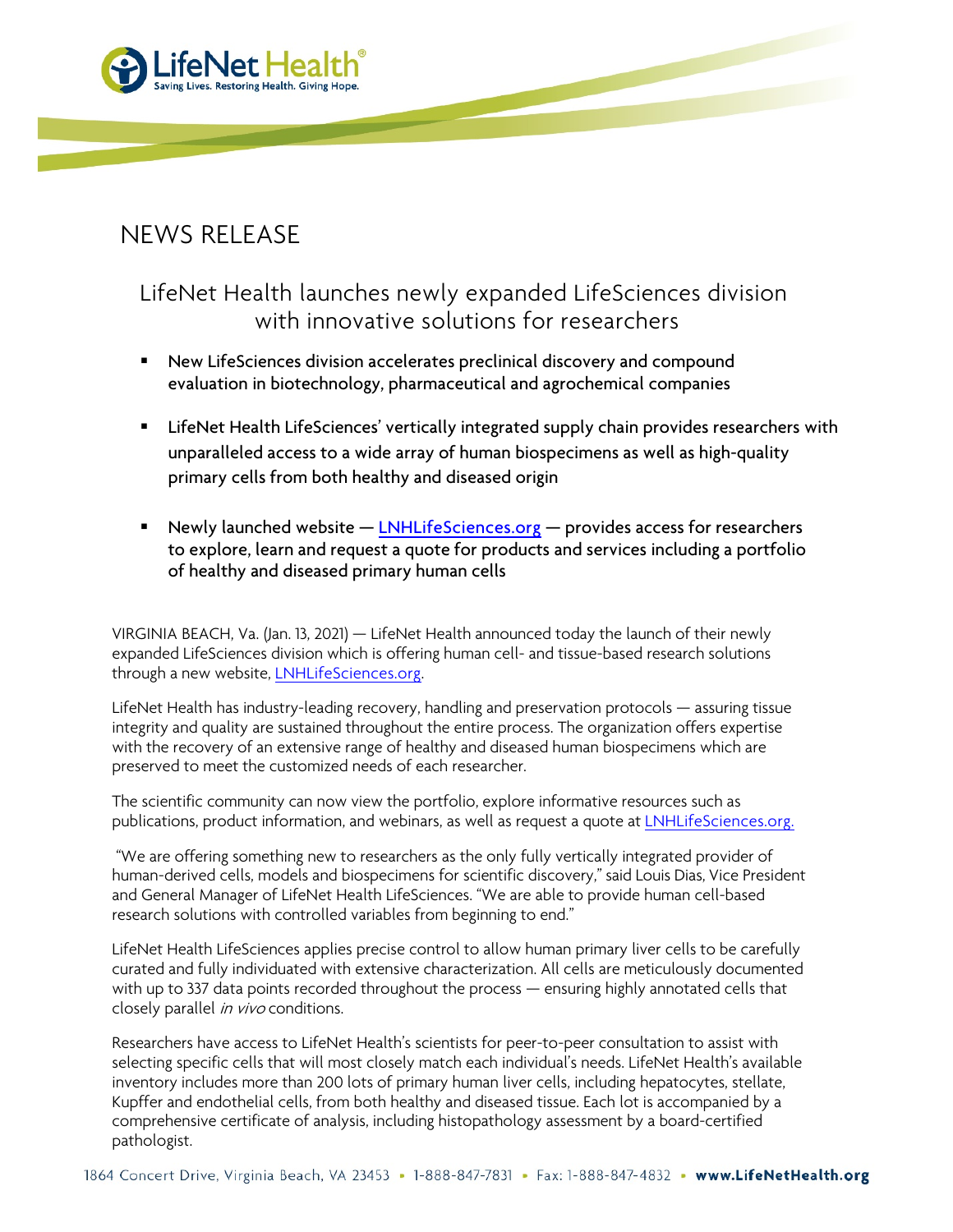# NEWS RELEASE

## LifeNet Health launches newly expanded LifeSciences division with innovative solutions for researchers

- New LifeSciences division accelerates preclinical discovery and compound evaluation in biotechnology, pharmaceutical and agrochemical companies
- LifeNet Health LifeSciences' vertically integrated supply chain provides researchers with unparalleled access to a wide array of human biospecimens as well as high-quality primary cells from both healthy and diseased origin
- Newly launched website — LNHLifeSciences.org — provides access for researchers to explore, learn and request a quote for products and services including a portfolio of healthy and diseased primary human cells

VIRGINIA BEACH, Va. (Jan. 13, 2021) — LifeNet Health announced today the launch of their newly expanded LifeSciences division which is offering human cell- and tissue-based research solutions through a new website, LNHLifeSciences.org.

LifeNet Health has industry-leading recovery, handling and preservation protocols — assuring tissue integrity and quality are sustained throughout the entire process. The organization offers expertise with the recovery of an extensive range of healthy and diseased human biospecimens which are preserved to meet the customized needs of each researcher.

The scientific community can now view the portfolio, explore informative resources such as publications, product information, and webinars, as well as request a quote at LNHLifeSciences.org.

"We are offering something new to researchers as the only fully vertically integrated provider of human-derived cells, models and biospecimens for scientific discovery," said Louis Dias, Vice President and General Manager of LifeNet Health LifeSciences. "We are able to provide human cell-based research solutions with controlled variables from beginning to end."

LifeNet Health LifeSciences applies precise control to allow human primary liver cells to be carefully curated and fully individuated with extensive characterization. All cells are meticulously documented with up to 337 data points recorded throughout the process — ensuring highly annotated cells that closely parallel *in vivo* conditions.

Researchers have access to LifeNet Health's scientists for peer-to-peer consultation to assist with selecting specific cells that will most closely match each individual's needs. LifeNet Health's available inventory includes more than 200 lots of primary human liver cells, including hepatocytes, stellate, Kupffer and endothelial cells, from both healthy and diseased tissue. Each lot is accompanied by a comprehensive certificate of analysis, including histopathology assessment by a board-certified pathologist.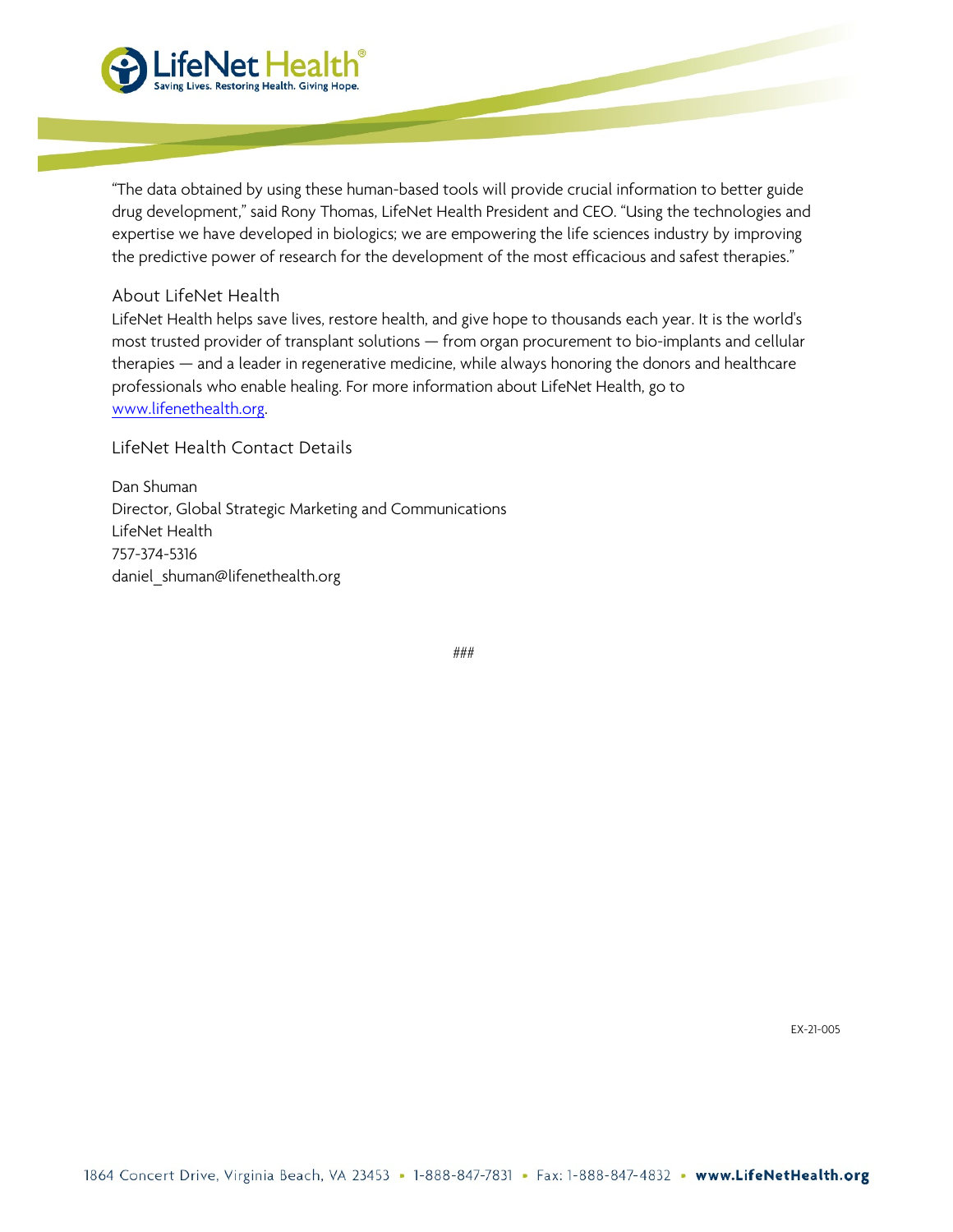"The data obtained by using these human-based tools will provide crucial information to better guide drug development," said Rony Thomas, LifeNet Health President and CEO. "Using the technologies and expertise we have developed in biologics; we are empowering the life sciences industry by improving the predictive power of research for the development of the most efficacious and safest therapies."

## About LifeNet Health

LifeNet Health helps save lives, restore health, and give hope to thousands each year. It is the world's most trusted provider of transplant solutions — from organ procurement to bio-implants and cellular therapies — and a leader in regenerative medicine, while always honoring the donors and healthcare professionals who enable healing. For more information about LifeNet Health, go to [www.lifenethealth.org](http://www.lifenethealth.org).

## LifeNet Health Contact Details

Dan Shuman
Director, Global Strategic Marketing and Communications
LifeNet Health
757-374-5316
daniel_shuman@lifenethealth.org

###

EX-21-005